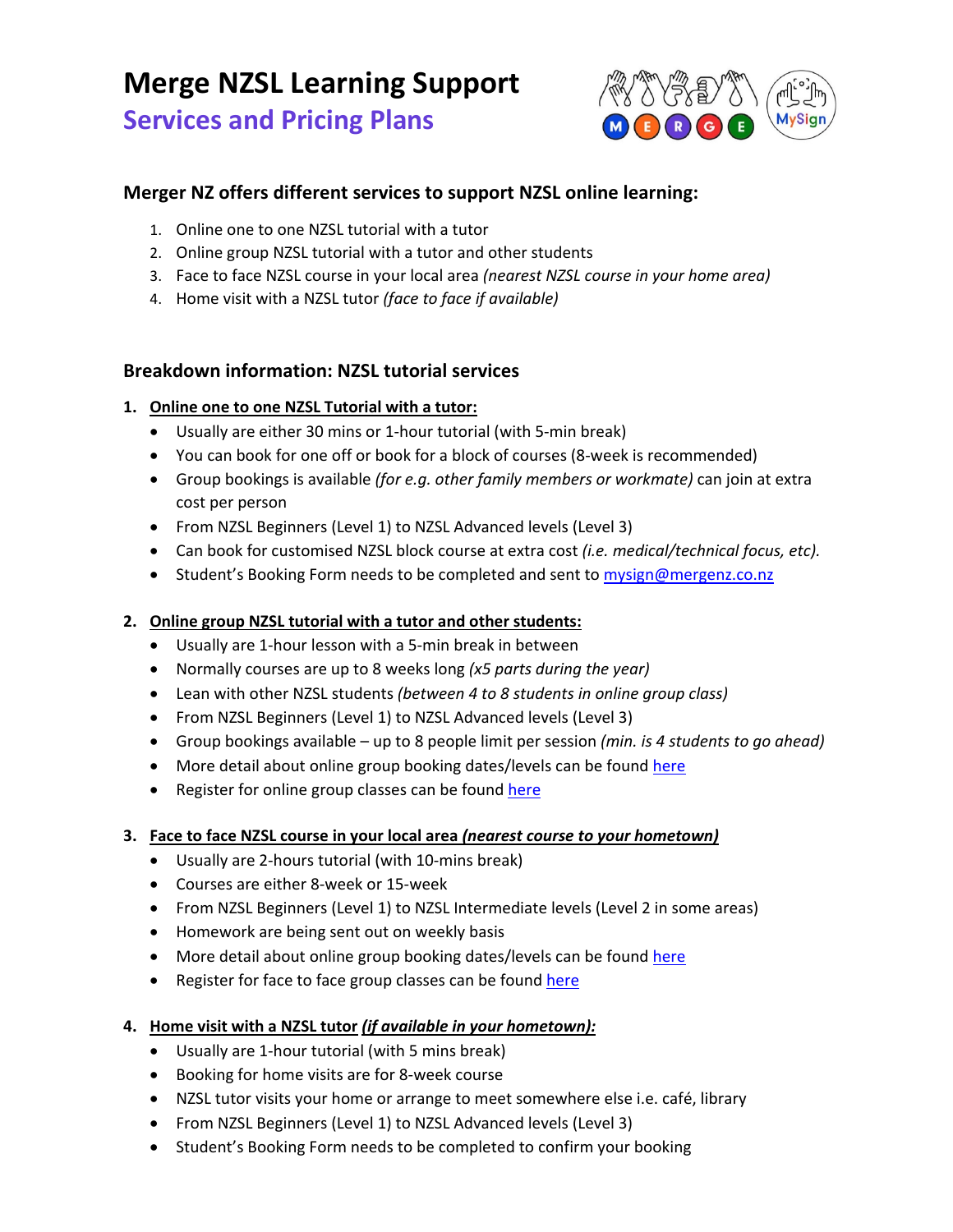# Merge NZSL Learning Support

## Services and Pricing Plans

### Merger NZ offers different services to support NZSL online learning:

1. Online one to one NZSL tutorial with a tutor
2. Online group NZSL tutorial with a tutor and other students
3. Face to face NZSL course in your local area *(nearest NZSL course in your home area)*
4. Home visit with a NZSL tutor *(face to face if available)*

### Breakdown information: NZSL tutorial services

1. **Online one to one NZSL Tutorial with a tutor:**
   - Usually are either 30 mins or 1-hour tutorial (with 5-min break)
   - You can book for one off or book for a block of courses (8-week is recommended)
   - Group bookings is available *(for e.g. other family members or workmate)* can join at extra cost per person
   - From NZSL Beginners (Level 1) to NZSL Advanced levels (Level 3)
   - Can book for customised NZSL block course at extra cost *(i.e. medical/technical focus, etc).*
   - Student's Booking Form needs to be completed and sent to mysign@mergenz.co.nz

2. **Online group NZSL tutorial with a tutor and other students:**
   - Usually are 1-hour lesson with a 5-min break in between
   - Normally courses are up to 8 weeks long *(x5 parts during the year)*
   - Lean with other NZSL students *(between 4 to 8 students in online group class)*
   - From NZSL Beginners (Level 1) to NZSL Advanced levels (Level 3)
   - Group bookings available – up to 8 people limit per session *(min. is 4 students to go ahead)*
   - More detail about online group booking dates/levels can be found here
   - Register for online group classes can be found here

3. **Face to face NZSL course in your local area *(nearest course to your hometown)***
   - Usually are 2-hours tutorial (with 10-mins break)
   - Courses are either 8-week or 15-week
   - From NZSL Beginners (Level 1) to NZSL Intermediate levels (Level 2 in some areas)
   - Homework are being sent out on weekly basis
   - More detail about online group booking dates/levels can be found here
   - Register for face to face group classes can be found here

4. **Home visit with a NZSL tutor *(if available in your hometown):***
   - Usually are 1-hour tutorial (with 5 mins break)
   - Booking for home visits are for 8-week course
   - NZSL tutor visits your home or arrange to meet somewhere else i.e. café, library
   - From NZSL Beginners (Level 1) to NZSL Advanced levels (Level 3)
   - Student's Booking Form needs to be completed to confirm your booking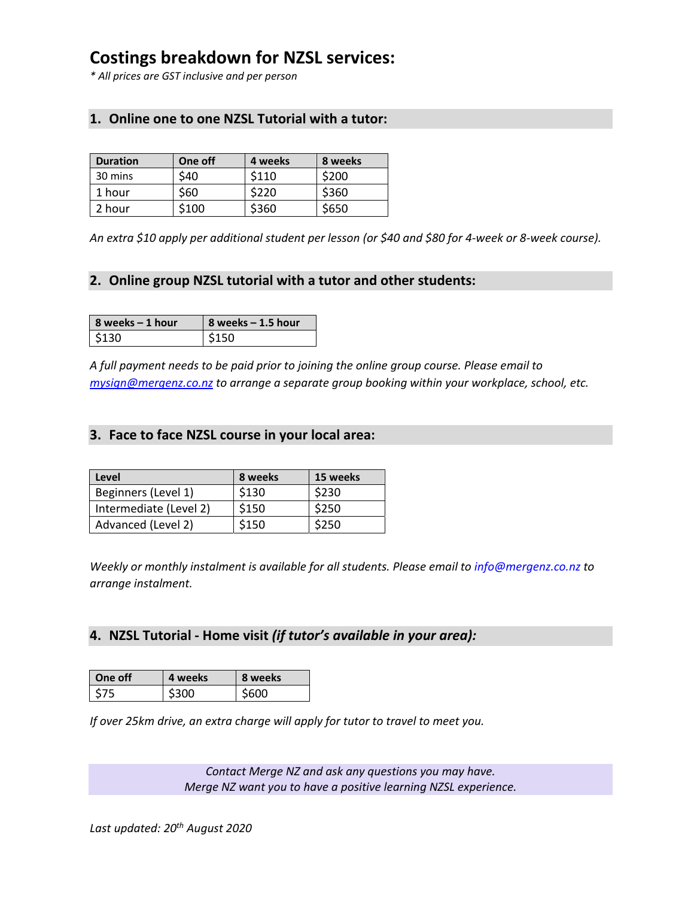# Costings breakdown for NZSL services:

*\* All prices are GST inclusive and per person*

## 1. Online one to one NZSL Tutorial with a tutor:

| Duration | One off | 4 weeks | 8 weeks |
|---|---|---|---|
| 30 mins | $40 | $110 | $200 |
| 1 hour | $60 | $220 | $360 |
| 2 hour | $100 | $360 | $650 |

*An extra $10 apply per additional student per lesson (or $40 and $80 for 4-week or 8-week course).*

## 2. Online group NZSL tutorial with a tutor and other students:

| 8 weeks – 1 hour | 8 weeks – 1.5 hour |
|---|---|
| $130 | $150 |

*A full payment needs to be paid prior to joining the online group course. Please email to mysign@mergenz.co.nz to arrange a separate group booking within your workplace, school, etc.*

## 3. Face to face NZSL course in your local area:

| Level | 8 weeks | 15 weeks |
|---|---|---|
| Beginners (Level 1) | $130 | $230 |
| Intermediate (Level 2) | $150 | $250 |
| Advanced (Level 2) | $150 | $250 |

*Weekly or monthly instalment is available for all students. Please email to info@mergenz.co.nz to arrange instalment.*

## 4. NZSL Tutorial - Home visit *(if tutor's available in your area)*:

| One off | 4 weeks | 8 weeks |
|---|---|---|
| $75 | $300 | $600 |

*If over 25km drive, an extra charge will apply for tutor to travel to meet you.*

*Contact Merge NZ and ask any questions you may have.*
*Merge NZ want you to have a positive learning NZSL experience.*

*Last updated: 20th August 2020*